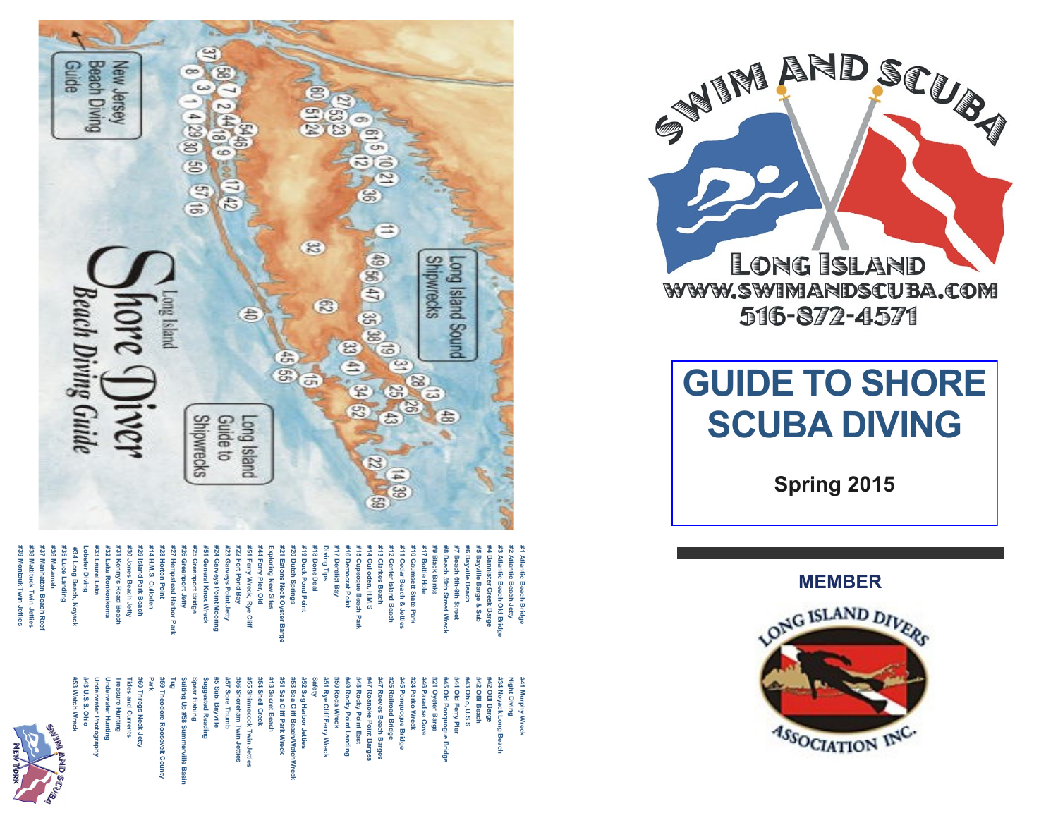# SWIM AND SCUBA

LONG ISLAND

WWW.SWIMANDSCUBA.COM

516-872-4571

# GUIDE TO SHORE SCUBA DIVING

**Spring 2015**

**MEMBER**

LONG ISLAND DIVERS ASSOCIATION INC.

---

New Jersey Beach Diving Guide

Long Island Sound Shipwrecks

Long Island Guide to Shipwrecks

Long Island Shore Diver Beach Diving Guide

---

- #1 Atlantic Beach Bridge
- #2 Atlantic Beach Jetty
- #3 Atlantic Beach Old Bridge
- #4 Bannister Creek Barge
- #5 Bayville Barge & Sub
- #6 Bayville Beach
- #7 Beach 6th-9th Street
- #8 Beach 59th Street Wreck
- #9 Black Banks
- #17 Bottle Hole
- #10 Caumsett State Park
- #11 Cedar Beach & Jetties
- #12 Center Island Beach
- #13 Clarkes Beach
- #14 Culloden, H.M.S
- #15 Cupsogue Beach Park
- #16 Democrat Point
- #17 Derelict Bay
- Diving Tips
- #18 Dono Deal
- #19 Duck Pond Point
- #20 Dutch Springs
- #21 Eatons Neck Oyster Barge
- Exploring New Sites
- #44 Ferry Pier, Old
- #51 Ferry Wreck, Rye Cliff
- #22 Fort Pond Bay
- #23 Gardiners Point Jetty
- #24 Garvies Point Mooring
- #51 General Knox Wreck
- #25 Greenport Bridge
- #26 Greenport Jetty
- #27 Hempstead Harbor Park
- #28 Horton Point
- #14 H.M.S. Culloden
- #29 Island Park Beach
- #30 Jones Beach Jetty
- #31 Kenny's Road Beach
- #32 Lake Ronkonkoma
- #33 Laurel Lake
- Lobster Diving
- #34 Long Beach, Noyack
- #35 Luce Landing
- #36 Makamah
- #37 Manhattan Beach Reef
- #38 Mattituck Twin Jetties
- #39 Montauk Twin Jetties
- #41 Murphy Wreck
- Night Diving
- #34 Noyack Long Beach
- #42 OBI Barge
- #42 OBI Beach
- #43 Ohio, U.S.S
- #44 Old Ferry Pier
- #45 Old Ponquogue Bridge
- #21 Oyster Barge
- #46 Paradise Cove
- #24 Perko Wreck
- #45 Ponquogue Bridge
- #25 Railroad Bridge
- #47 Reeves Beach Barges
- #47 Roanoke Point Barges
- #48 Rocky Point East
- #49 Rocky Point Landing
- #50 Roda Wreck
- #51 Rye Cliff Ferry Wreck
- Safety
- #52 Sag Harbor Jetties
- #53 Sea Cliff Beach/Watch Wreck
- #51 Sea Cliff Park Wreck
- #13 Secret Beach
- #54 Shell Creek
- #55 Shinnecock Twin Jetties
- #56 Shoreham Twin Jetties
- #57 Sore Thumb
- #5 Sub, Bayville
- Suggested Reading
- Spear Fishing
- Suiting Up #58 Summerville Basin
- Tug
- #59 Theodore Roosevelt County Park
- #60 Throgs Neck Jetty
- Tides and Currents
- Treasure Hunting
- Underwater Hunting
- Underwater Photography
- #43 U.S.S. Ohio
- #53 Watch Wreck

SWIM AND SCUBA NEW YORK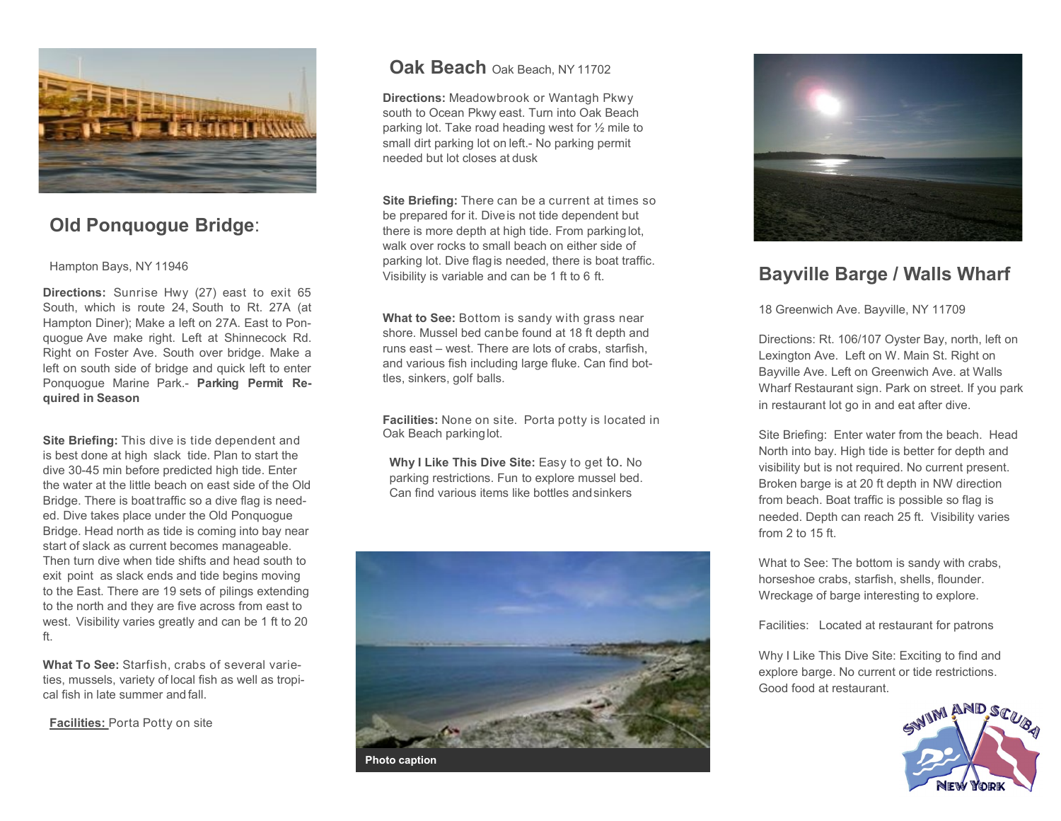## Old Ponquogue Bridge:

Hampton Bays, NY 11946

**Directions:** Sunrise Hwy (27) east to exit 65 South, which is route 24, South to Rt. 27A (at Hampton Diner); Make a left on 27A. East to Ponquogue Ave make right. Left at Shinnecock Rd. Right on Foster Ave. South over bridge. Make a left on south side of bridge and quick left to enter Ponquogue Marine Park.- **Parking Permit Required in Season**

**Site Briefing:** This dive is tide dependent and is best done at high slack tide. Plan to start the dive 30-45 min before predicted high tide. Enter the water at the little beach on east side of the Old Bridge. There is boat traffic so a dive flag is needed. Dive takes place under the Old Ponquogue Bridge. Head north as tide is coming into bay near start of slack as current becomes manageable. Then turn dive when tide shifts and head south to exit point as slack ends and tide begins moving to the East. There are 19 sets of pilings extending to the north and they are five across from east to west. Visibility varies greatly and can be 1 ft to 20 ft.

**What To See:** Starfish, crabs of several varieties, mussels, variety of local fish as well as tropical fish in late summer and fall.

**Facilities:** Porta Potty on site

## Oak Beach Oak Beach, NY 11702

**Directions:** Meadowbrook or Wantagh Pkwy south to Ocean Pkwy east. Turn into Oak Beach parking lot. Take road heading west for ½ mile to small dirt parking lot on left.- No parking permit needed but lot closes at dusk

**Site Briefing:** There can be a current at times so be prepared for it. Dive is not tide dependent but there is more depth at high tide. From parking lot, walk over rocks to small beach on either side of parking lot. Dive flag is needed, there is boat traffic. Visibility is variable and can be 1 ft to 6 ft.

**What to See:** Bottom is sandy with grass near shore. Mussel bed can be found at 18 ft depth and runs east – west. There are lots of crabs, starfish, and various fish including large fluke. Can find bottles, sinkers, golf balls.

**Facilities:** None on site. Porta potty is located in Oak Beach parking lot.

**Why I Like This Dive Site:** Easy to get to. No parking restrictions. Fun to explore mussel bed. Can find various items like bottles and sinkers

Photo caption

## Bayville Barge / Walls Wharf

18 Greenwich Ave. Bayville, NY 11709

Directions: Rt. 106/107 Oyster Bay, north, left on Lexington Ave. Left on W. Main St. Right on Bayville Ave. Left on Greenwich Ave. at Walls Wharf Restaurant sign. Park on street. If you park in restaurant lot go in and eat after dive.

Site Briefing: Enter water from the beach. Head North into bay. High tide is better for depth and visibility but is not required. No current present. Broken barge is at 20 ft depth in NW direction from beach. Boat traffic is possible so flag is needed. Depth can reach 25 ft. Visibility varies from 2 to 15 ft.

What to See: The bottom is sandy with crabs, horseshoe crabs, starfish, shells, flounder. Wreckage of barge interesting to explore.

Facilities: Located at restaurant for patrons

Why I Like This Dive Site: Exciting to find and explore barge. No current or tide restrictions. Good food at restaurant.

SWIM AND SCUBA NEW YORK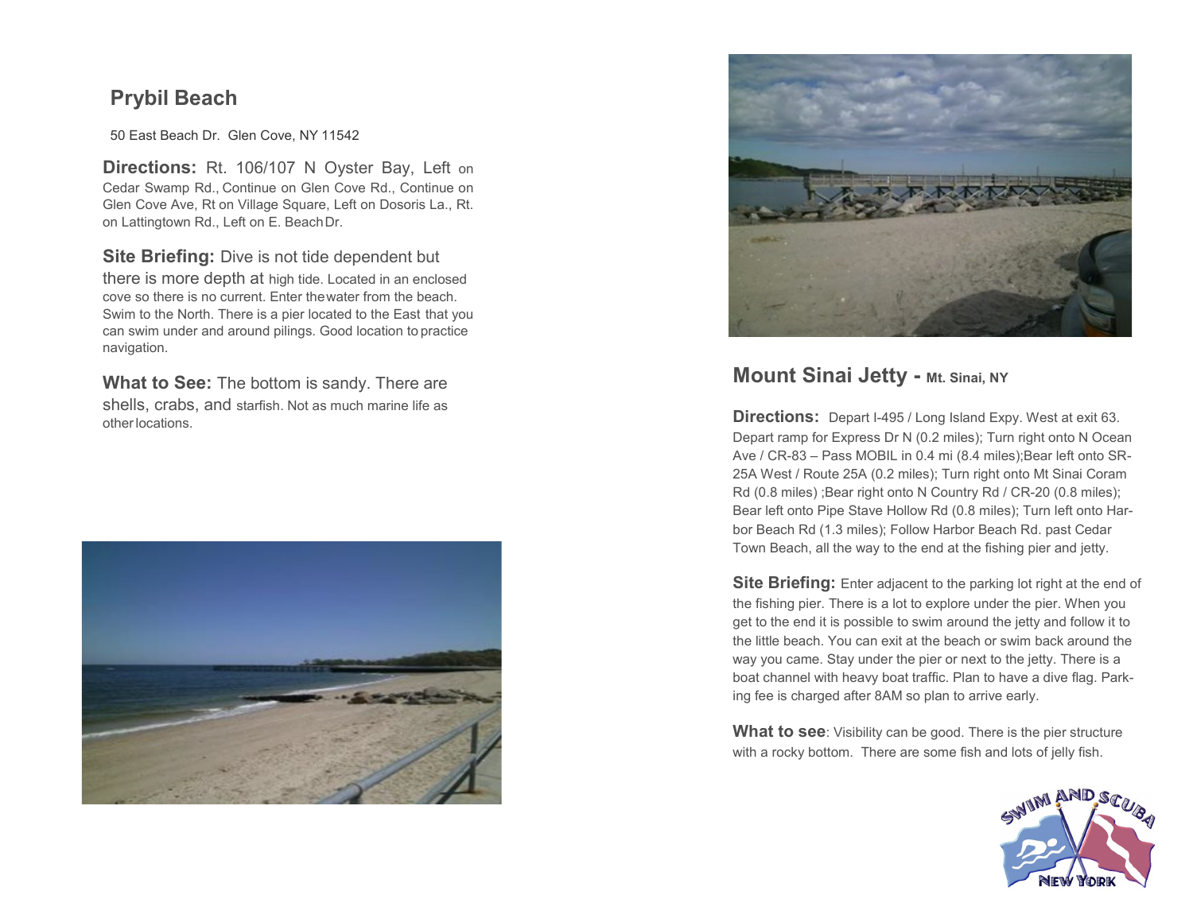## Prybil Beach

50 East Beach Dr. Glen Cove, NY 11542

**Directions:** Rt. 106/107 N Oyster Bay, Left on Cedar Swamp Rd., Continue on Glen Cove Rd., Continue on Glen Cove Ave, Rt on Village Square, Left on Dosoris La., Rt. on Lattingtown Rd., Left on E. Beach Dr.

**Site Briefing:** Dive is not tide dependent but there is more depth at high tide. Located in an enclosed cove so there is no current. Enter the water from the beach. Swim to the North. There is a pier located to the East that you can swim under and around pilings. Good location to practice navigation.

**What to See:** The bottom is sandy. There are shells, crabs, and starfish. Not as much marine life as other locations.

## Mount Sinai Jetty - Mt. Sinai, NY

**Directions:** Depart I-495 / Long Island Expy. West at exit 63. Depart ramp for Express Dr N (0.2 miles); Turn right onto N Ocean Ave / CR-83 – Pass MOBIL in 0.4 mi (8.4 miles);Bear left onto SR-25A West / Route 25A (0.2 miles); Turn right onto Mt Sinai Coram Rd (0.8 miles) ;Bear right onto N Country Rd / CR-20 (0.8 miles); Bear left onto Pipe Stave Hollow Rd (0.8 miles); Turn left onto Harbor Beach Rd (1.3 miles); Follow Harbor Beach Rd. past Cedar Town Beach, all the way to the end at the fishing pier and jetty.

**Site Briefing:** Enter adjacent to the parking lot right at the end of the fishing pier. There is a lot to explore under the pier. When you get to the end it is possible to swim around the jetty and follow it to the little beach. You can exit at the beach or swim back around the way you came. Stay under the pier or next to the jetty. There is a boat channel with heavy boat traffic. Plan to have a dive flag. Parking fee is charged after 8AM so plan to arrive early.

**What to see**: Visibility can be good. There is the pier structure with a rocky bottom. There are some fish and lots of jelly fish.

SWIM AND SCUBA NEW YORK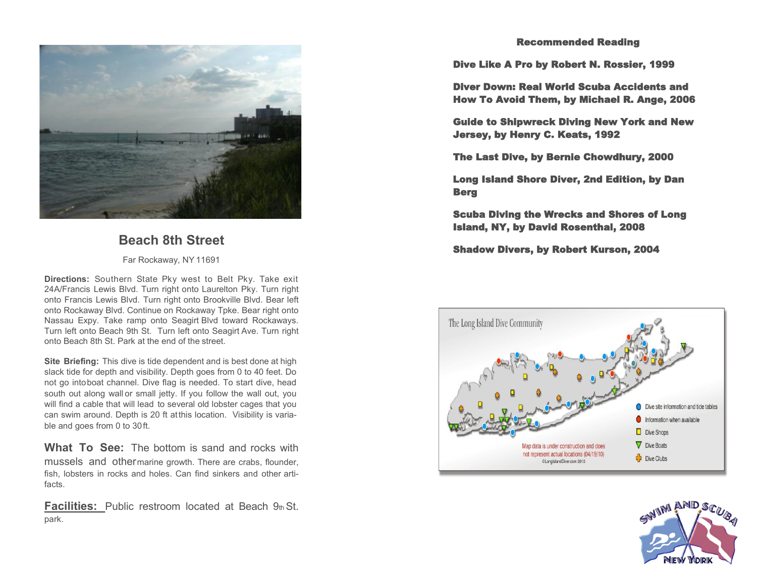## Beach 8th Street

Far Rockaway, NY 11691

**Directions:** Southern State Pky west to Belt Pky. Take exit 24A/Francis Lewis Blvd. Turn right onto Laurelton Pky. Turn right onto Francis Lewis Blvd. Turn right onto Brookville Blvd. Bear left onto Rockaway Blvd. Continue on Rockaway Tpke. Bear right onto Nassau Expy. Take ramp onto Seagirt Blvd toward Rockaways. Turn left onto Beach 9th St. Turn left onto Seagirt Ave. Turn right onto Beach 8th St. Park at the end of the street.

**Site Briefing:** This dive is tide dependent and is best done at high slack tide for depth and visibility. Depth goes from 0 to 40 feet. Do not go into boat channel. Dive flag is needed. To start dive, head south out along wall or small jetty. If you follow the wall out, you will find a cable that will lead to several old lobster cages that you can swim around. Depth is 20 ft at this location. Visibility is variable and goes from 0 to 30 ft.

**What To See:** The bottom is sand and rocks with mussels and other marine growth. There are crabs, flounder, fish, lobsters in rocks and holes. Can find sinkers and other artifacts.

**Facilities:** Public restroom located at Beach 9th St. park.

### Recommended Reading

**Dive Like A Pro by Robert N. Rossier, 1999**

**Diver Down: Real World Scuba Accidents and How To Avoid Them, by Michael R. Ange, 2006**

**Guide to Shipwreck Diving New York and New Jersey, by Henry C. Keats, 1992**

**The Last Dive, by Bernie Chowdhury, 2000**

**Long Island Shore Diver, 2nd Edition, by Dan Berg**

**Scuba Diving the Wrecks and Shores of Long Island, NY, by David Rosenthal, 2008**

**Shadow Divers, by Robert Kurson, 2004**

The Long Island Dive Community

Dive site information and tide tables
Information when available
Dive Shops
Dive Boats
Dive Clubs

Map data is under construction and does not represent actual locations (04/19/10)
©LongIslandDiver.com 2010

SWIM AND SCUBA NEW YORK